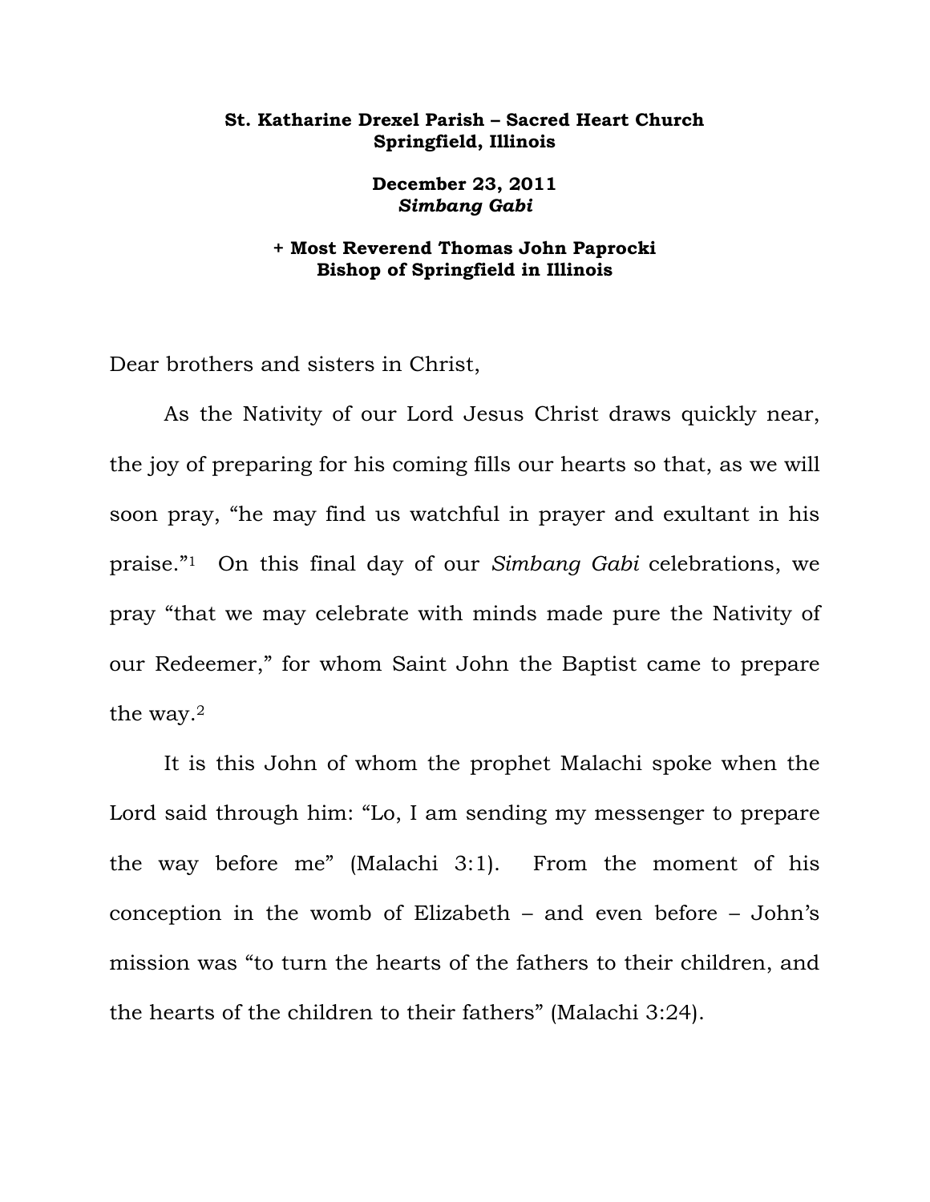**St. Katharine Drexel Parish – Sacred Heart Church**
**Springfield, Illinois**

**December 23, 2011**
***Simbang Gabi***

**+ Most Reverend Thomas John Paprocki**
**Bishop of Springfield in Illinois**

Dear brothers and sisters in Christ,

As the Nativity of our Lord Jesus Christ draws quickly near, the joy of preparing for his coming fills our hearts so that, as we will soon pray, "he may find us watchful in prayer and exultant in his praise."[1] On this final day of our *Simbang Gabi* celebrations, we pray "that we may celebrate with minds made pure the Nativity of our Redeemer," for whom Saint John the Baptist came to prepare the way.[2]

It is this John of whom the prophet Malachi spoke when the Lord said through him: "Lo, I am sending my messenger to prepare the way before me" (Malachi 3:1). From the moment of his conception in the womb of Elizabeth – and even before – John's mission was "to turn the hearts of the fathers to their children, and the hearts of the children to their fathers" (Malachi 3:24).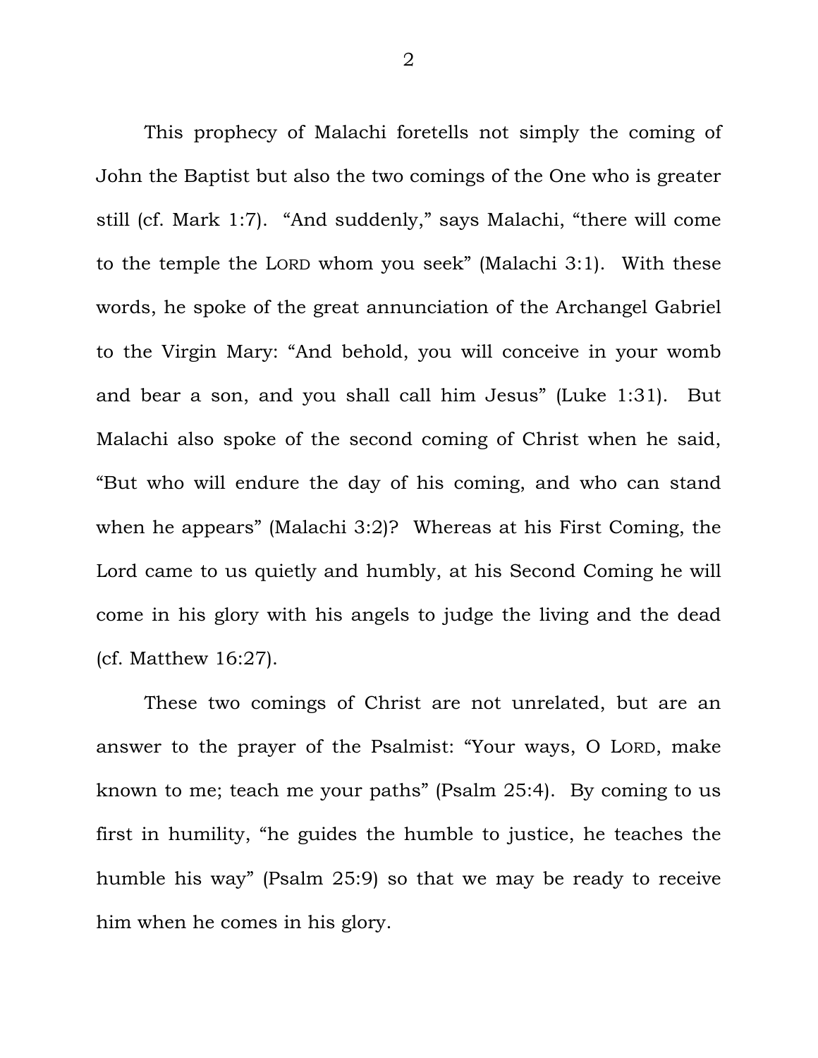This prophecy of Malachi foretells not simply the coming of John the Baptist but also the two comings of the One who is greater still (cf. Mark 1:7). "And suddenly," says Malachi, "there will come to the temple the LORD whom you seek" (Malachi 3:1). With these words, he spoke of the great annunciation of the Archangel Gabriel to the Virgin Mary: "And behold, you will conceive in your womb and bear a son, and you shall call him Jesus" (Luke 1:31). But Malachi also spoke of the second coming of Christ when he said, "But who will endure the day of his coming, and who can stand when he appears" (Malachi 3:2)? Whereas at his First Coming, the Lord came to us quietly and humbly, at his Second Coming he will come in his glory with his angels to judge the living and the dead (cf. Matthew 16:27).

These two comings of Christ are not unrelated, but are an answer to the prayer of the Psalmist: "Your ways, O LORD, make known to me; teach me your paths" (Psalm 25:4). By coming to us first in humility, "he guides the humble to justice, he teaches the humble his way" (Psalm 25:9) so that we may be ready to receive him when he comes in his glory.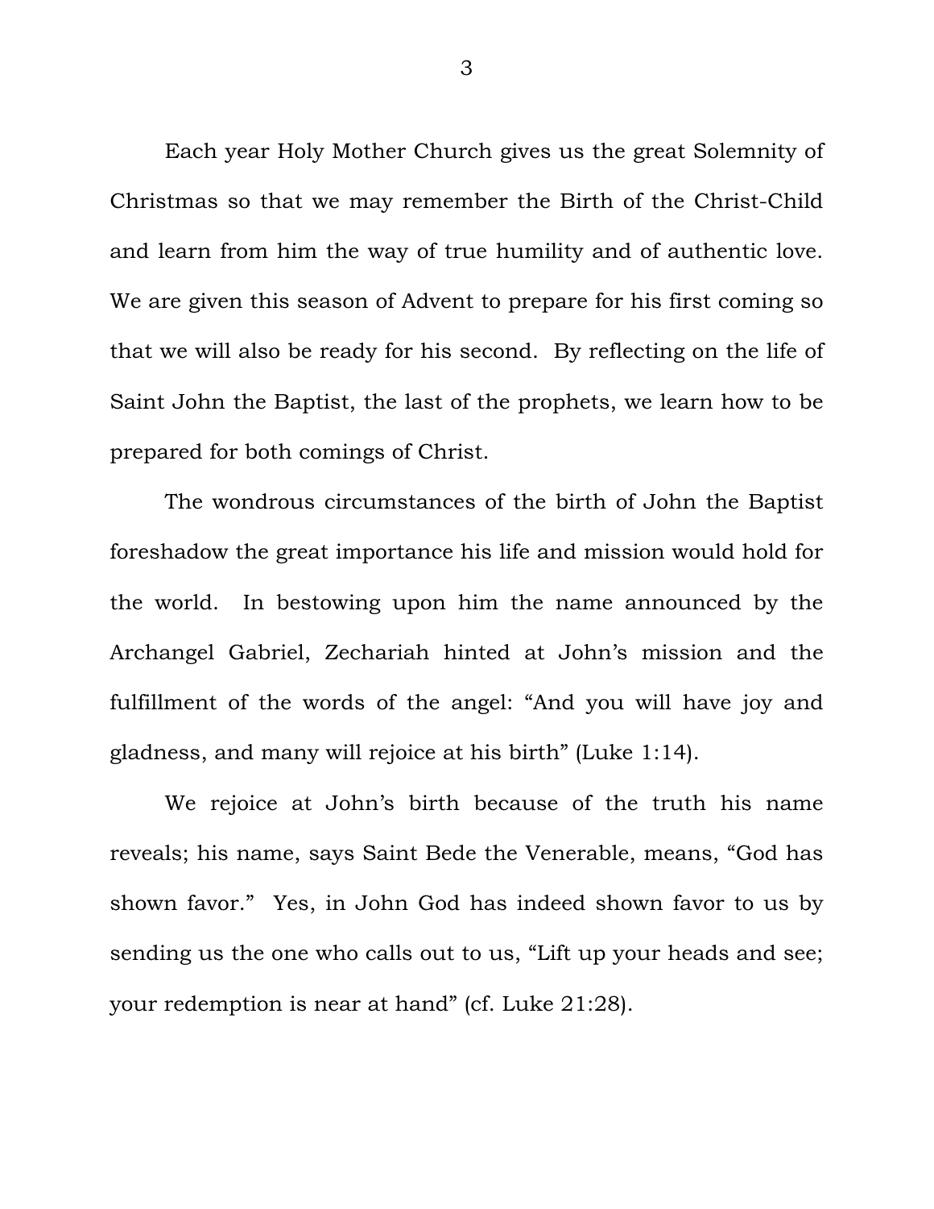Each year Holy Mother Church gives us the great Solemnity of Christmas so that we may remember the Birth of the Christ-Child and learn from him the way of true humility and of authentic love. We are given this season of Advent to prepare for his first coming so that we will also be ready for his second. By reflecting on the life of Saint John the Baptist, the last of the prophets, we learn how to be prepared for both comings of Christ.

The wondrous circumstances of the birth of John the Baptist foreshadow the great importance his life and mission would hold for the world. In bestowing upon him the name announced by the Archangel Gabriel, Zechariah hinted at John's mission and the fulfillment of the words of the angel: "And you will have joy and gladness, and many will rejoice at his birth" (Luke 1:14).

We rejoice at John's birth because of the truth his name reveals; his name, says Saint Bede the Venerable, means, "God has shown favor." Yes, in John God has indeed shown favor to us by sending us the one who calls out to us, "Lift up your heads and see; your redemption is near at hand" (cf. Luke 21:28).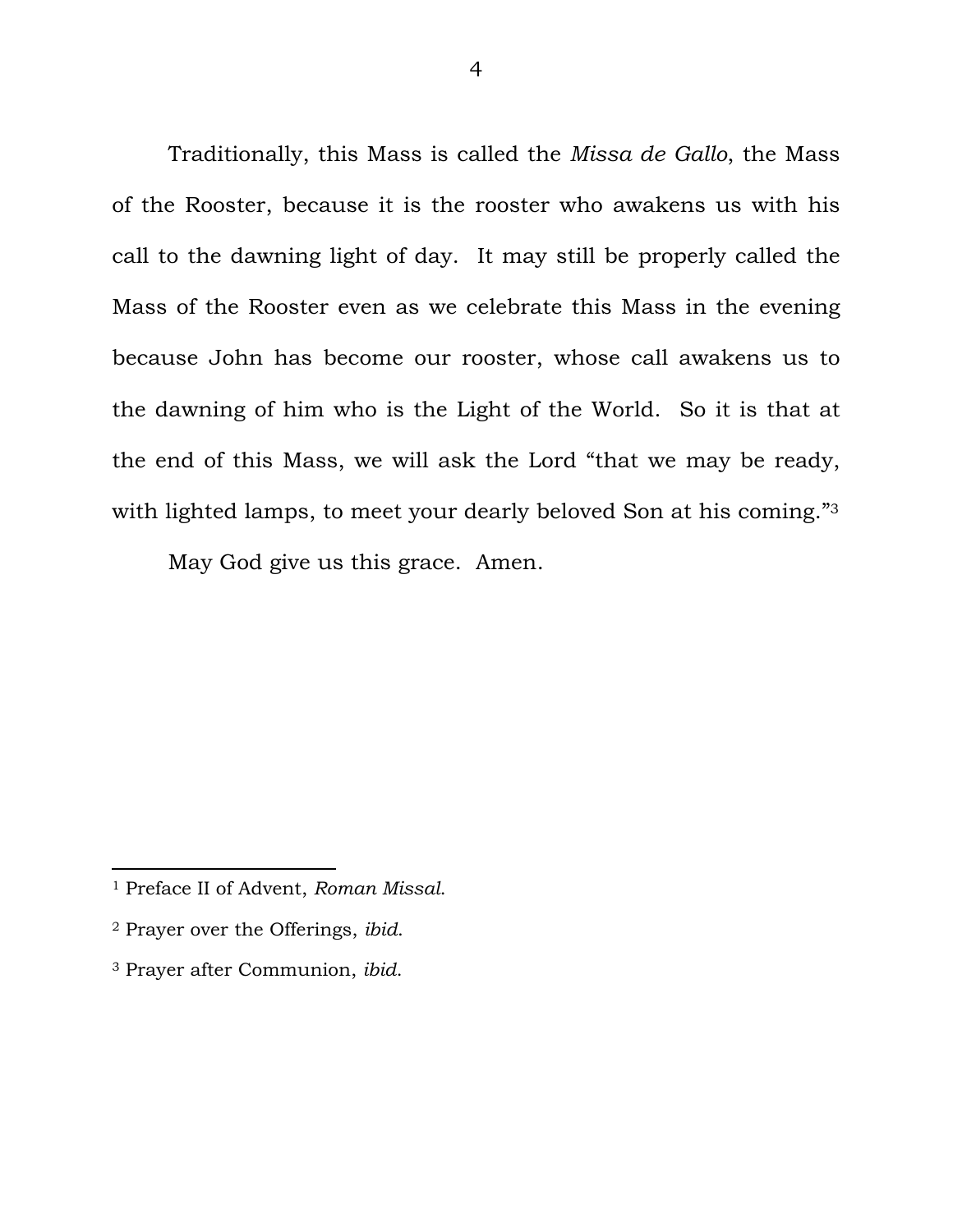Traditionally, this Mass is called the *Missa de Gallo*, the Mass of the Rooster, because it is the rooster who awakens us with his call to the dawning light of day. It may still be properly called the Mass of the Rooster even as we celebrate this Mass in the evening because John has become our rooster, whose call awakens us to the dawning of him who is the Light of the World. So it is that at the end of this Mass, we will ask the Lord "that we may be ready, with lighted lamps, to meet your dearly beloved Son at his coming."[3]

May God give us this grace. Amen.

---

[1] Preface II of Advent, *Roman Missal*.

[2] Prayer over the Offerings, *ibid*.

[3] Prayer after Communion, *ibid*.